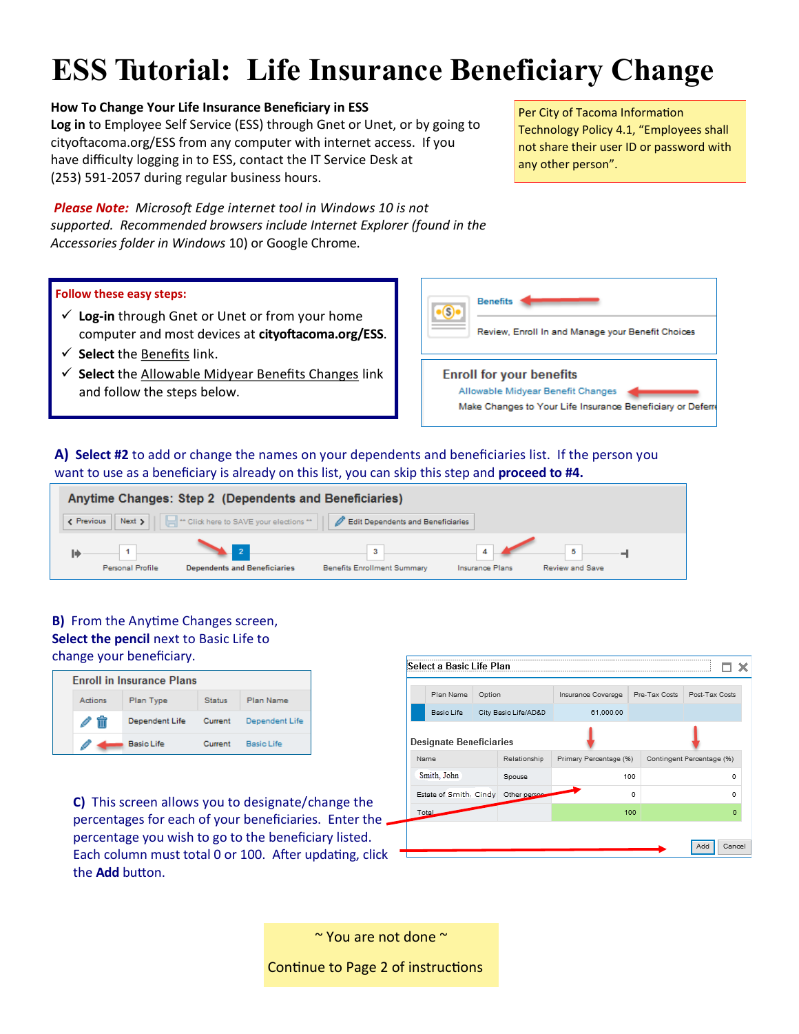# ESS Tutorial: Life Insurance Beneficiary Change

**How To Change Your Life Insurance Beneficiary in ESS**

**Log in** to Employee Self Service (ESS) through Gnet or Unet, or by going to cityoftacoma.org/ESS from any computer with internet access. If you have difficulty logging in to ESS, contact the IT Service Desk at (253) 591-2057 during regular business hours.

Per City of Tacoma Information Technology Policy 4.1, "Employees shall not share their user ID or password with any other person".

***Please Note:*** *Microsoft Edge internet tool in Windows 10 is not supported. Recommended browsers include Internet Explorer (found in the Accessories folder in Windows* 10) or Google Chrome.

**Follow these easy steps:**

- ✓ **Log-in** through Gnet or Unet or from your home computer and most devices at **cityoftacoma.org/ESS**.
- ✓ **Select** the Benefits link.
- ✓ **Select** the Allowable Midyear Benefits Changes link and follow the steps below.

Benefits

Review, Enroll In and Manage your Benefit Choices

Enroll for your benefits

Allowable Midyear Benefit Changes

Make Changes to Your Life Insurance Beneficiary or Deferr

**A) Select #2** to add or change the names on your dependents and beneficiaries list. If the person you want to use as a beneficiary is already on this list, you can skip this step and **proceed to #4.**

Anytime Changes: Step 2 (Dependents and Beneficiaries)

Previous | Next | \*\* Click here to SAVE your elections \*\* | Edit Dependents and Beneficiaries

1 Personal Profile — 2 Dependents and Beneficiaries — 3 Benefits Enrollment Summary — 4 Insurance Plans — 5 Review and Save

**B)** From the Anytime Changes screen, **Select the pencil** next to Basic Life to change your beneficiary.

Enroll in Insurance Plans

| Actions | Plan Type | Status | Plan Name |
|---|---|---|---|
| | Dependent Life | Current | Dependent Life |
| | Basic Life | Current | Basic Life |

Select a Basic Life Plan

| Plan Name | Option | Insurance Coverage | Pre-Tax Costs | Post-Tax Costs |
|---|---|---|---|---|
| Basic Life | City Basic Life/AD&D | 61,000.00 | | |

Designate Beneficiaries

| Name | Relationship | Primary Percentage (%) | Contingent Percentage (%) |
|---|---|---|---|
| Smith, John | Spouse | 100 | 0 |
| Estate of Smith, Cindy | Other person | 0 | 0 |
| Total | | 100 | 0 |

Add | Cancel

**C)** This screen allows you to designate/change the percentages for each of your beneficiaries. Enter the percentage you wish to go to the beneficiary listed. Each column must total 0 or 100. After updating, click the **Add** button.

~ You are not done ~

Continue to Page 2 of instructions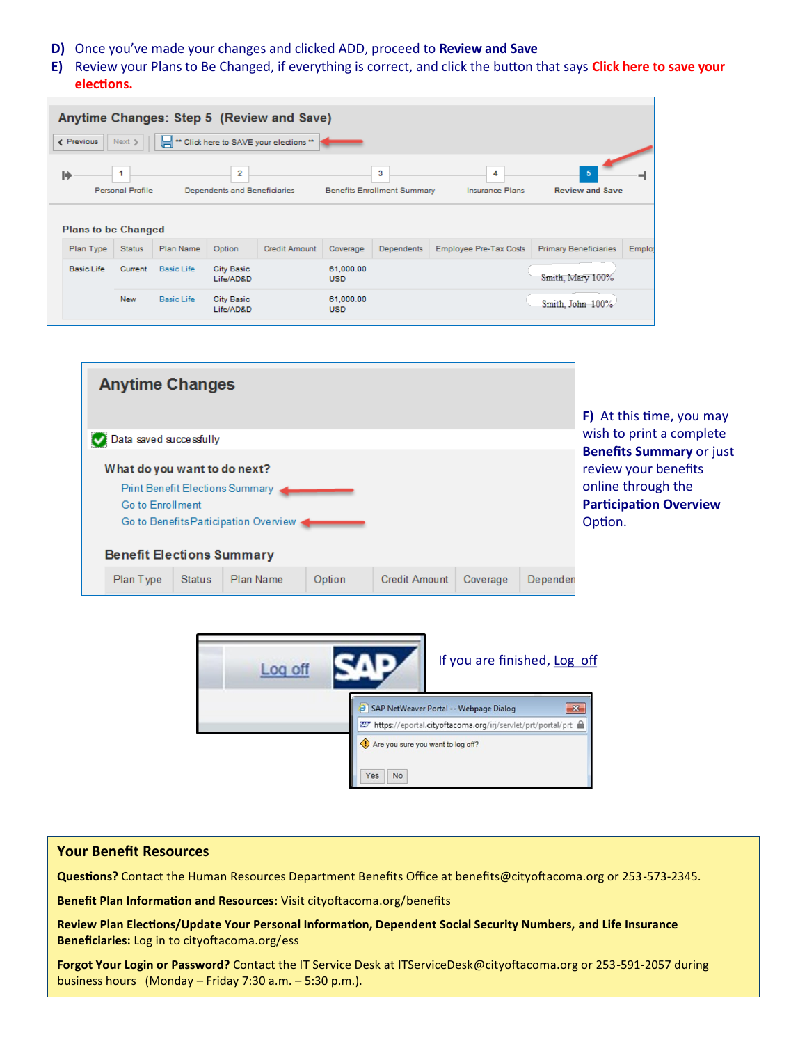**D)** Once you've made your changes and clicked ADD, proceed to **Review and Save**

**E)** Review your Plans to Be Changed, if everything is correct, and click the button that says **Click here to save your elections.**

Anytime Changes: Step 5 (Review and Save)

Previous | Next | ** Click here to SAVE your elections **

1 Personal Profile | 2 Dependents and Beneficiaries | 3 Benefits Enrollment Summary | 4 Insurance Plans | 5 Review and Save

Plans to be Changed

| Plan Type | Status | Plan Name | Option | Credit Amount | Coverage | Dependents | Employee Pre-Tax Costs | Primary Beneficiaries | Emplo |
|---|---|---|---|---|---|---|---|---|---|
| Basic Life | Current | Basic Life | City Basic Life/AD&D | | 61,000.00 USD | | | Smith, Mary 100% | |
| | New | Basic Life | City Basic Life/AD&D | | 61,000.00 USD | | | Smith, John 100% | |

Anytime Changes

Data saved successfully

What do you want to do next?

Print Benefit Elections Summary

Go to Enrollment

Go to Benefits Participation Overview

Benefit Elections Summary

| Plan Type | Status | Plan Name | Option | Credit Amount | Coverage | Dependen |
|---|---|---|---|---|---|---|

**F)** At this time, you may wish to print a complete **Benefits Summary** or just review your benefits online through the **Participation Overview** Option.

Log off

SAP NetWeaver Portal -- Webpage Dialog

https://eportal.cityoftacoma.org/irj/servlet/prt/portal/prt

Are you sure you want to log off?

Yes | No

If you are finished, Log off

## Your Benefit Resources

**Questions?** Contact the Human Resources Department Benefits Office at benefits@cityoftacoma.org or 253-573-2345.

**Benefit Plan Information and Resources**: Visit cityoftacoma.org/benefits

**Review Plan Elections/Update Your Personal Information, Dependent Social Security Numbers, and Life Insurance Beneficiaries:** Log in to cityoftacoma.org/ess

**Forgot Your Login or Password?** Contact the IT Service Desk at ITServiceDesk@cityoftacoma.org or 253-591-2057 during business hours (Monday – Friday 7:30 a.m. – 5:30 p.m.).